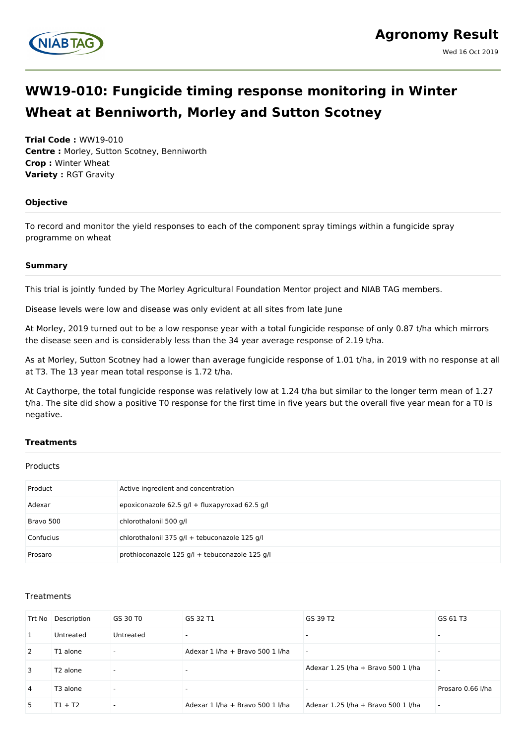Agronomy Result

Wed 16 Oct 2019

# WW19-010: Fungicide timing response monitoring in Winter Wheat at Benniworth, Morley and Sutton Scotney

**Trial Code :** WW19-010
**Centre :** Morley, Sutton Scotney, Benniworth
**Crop :** Winter Wheat
**Variety :** RGT Gravity

### Objective

To record and monitor the yield responses to each of the component spray timings within a fungicide spray programme on wheat

### Summary

This trial is jointly funded by The Morley Agricultural Foundation Mentor project and NIAB TAG members.

Disease levels were low and disease was only evident at all sites from late June

At Morley, 2019 turned out to be a low response year with a total fungicide response of only 0.87 t/ha which mirrors the disease seen and is considerably less than the 34 year average response of 2.19 t/ha.

As at Morley, Sutton Scotney had a lower than average fungicide response of 1.01 t/ha, in 2019 with no response at all at T3. The 13 year mean total response is 1.72 t/ha.

At Caythorpe, the total fungicide response was relatively low at 1.24 t/ha but similar to the longer term mean of 1.27 t/ha. The site did show a positive T0 response for the first time in five years but the overall five year mean for a T0 is negative.

### Treatments

Products

| Product | Active ingredient and concentration |
|---|---|
| Adexar | epoxiconazole 62.5 g/l + fluxapyroxad 62.5 g/l |
| Bravo 500 | chlorothalonil 500 g/l |
| Confucius | chlorothalonil 375 g/l + tebuconazole 125 g/l |
| Prosaro | prothioconazole 125 g/l + tebuconazole 125 g/l |

Treatments

| Trt No | Description | GS 30 T0 | GS 32 T1 | GS 39 T2 | GS 61 T3 |
|---|---|---|---|---|---|
| 1 | Untreated | Untreated | - | - | - |
| 2 | T1 alone | - | Adexar 1 l/ha + Bravo 500 1 l/ha | - | - |
| 3 | T2 alone | - | - | Adexar 1.25 l/ha + Bravo 500 1 l/ha | - |
| 4 | T3 alone | - | - | - | Prosaro 0.66 l/ha |
| 5 | T1 + T2 | - | Adexar 1 l/ha + Bravo 500 1 l/ha | Adexar 1.25 l/ha + Bravo 500 1 l/ha | - |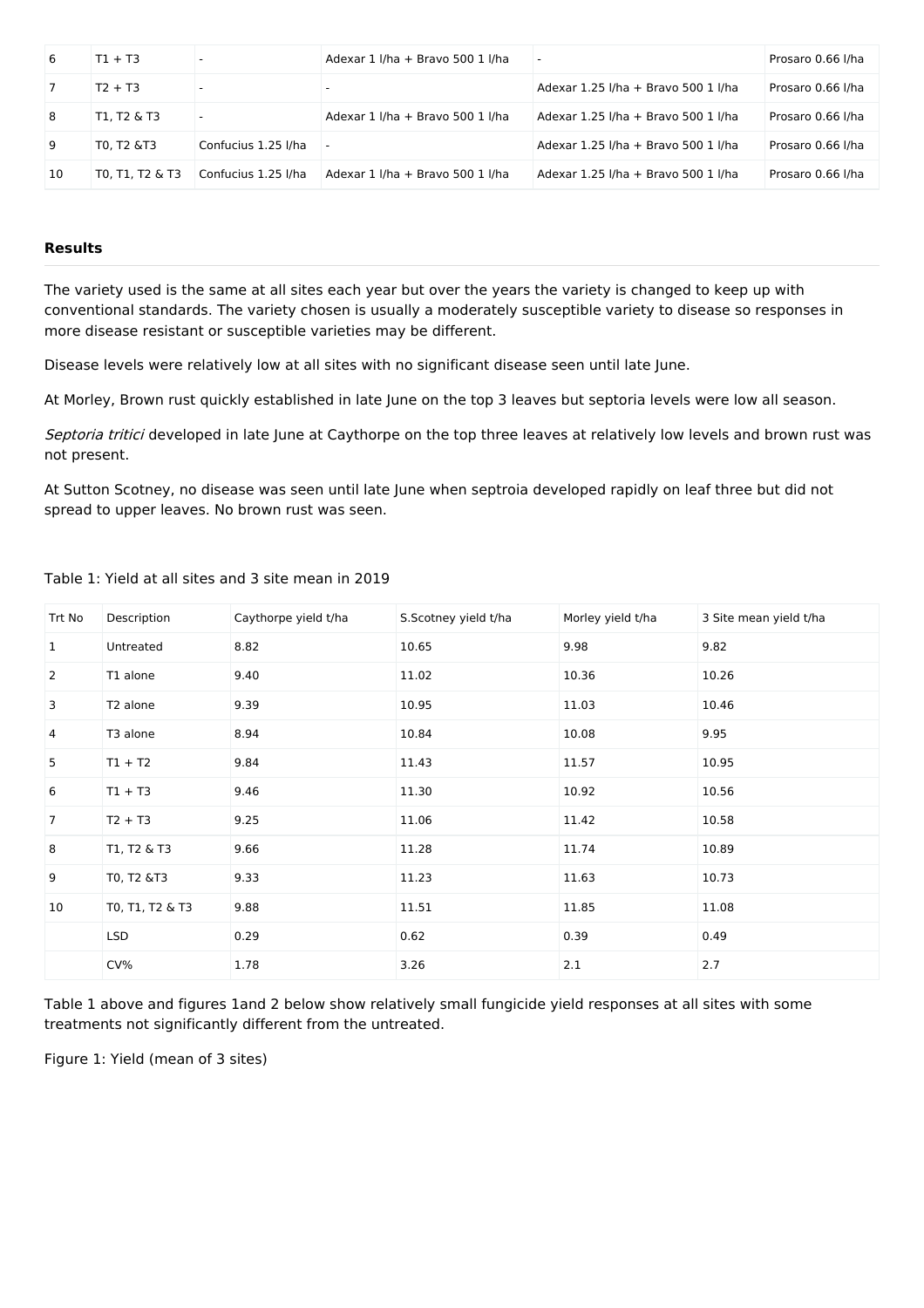| 6 | T1 + T3 | - | Adexar 1 l/ha + Bravo 500 1 l/ha | - | Prosaro 0.66 l/ha |
|---|---|---|---|---|---|
| 7 | T2 + T3 | - | - | Adexar 1.25 l/ha + Bravo 500 1 l/ha | Prosaro 0.66 l/ha |
| 8 | T1, T2 & T3 | - | Adexar 1 l/ha + Bravo 500 1 l/ha | Adexar 1.25 l/ha + Bravo 500 1 l/ha | Prosaro 0.66 l/ha |
| 9 | T0, T2 &T3 | Confucius 1.25 l/ha | - | Adexar 1.25 l/ha + Bravo 500 1 l/ha | Prosaro 0.66 l/ha |
| 10 | T0, T1, T2 & T3 | Confucius 1.25 l/ha | Adexar 1 l/ha + Bravo 500 1 l/ha | Adexar 1.25 l/ha + Bravo 500 1 l/ha | Prosaro 0.66 l/ha |

**Results**

The variety used is the same at all sites each year but over the years the variety is changed to keep up with conventional standards. The variety chosen is usually a moderately susceptible variety to disease so responses in more disease resistant or susceptible varieties may be different.

Disease levels were relatively low at all sites with no significant disease seen until late June.

At Morley, Brown rust quickly established in late June on the top 3 leaves but septoria levels were low all season.

*Septoria tritici* developed in late June at Caythorpe on the top three leaves at relatively low levels and brown rust was not present.

At Sutton Scotney, no disease was seen until late June when septroia developed rapidly on leaf three but did not spread to upper leaves. No brown rust was seen.

Table 1: Yield at all sites and 3 site mean in 2019

| Trt No | Description | Caythorpe yield t/ha | S.Scotney yield t/ha | Morley yield t/ha | 3 Site mean yield t/ha |
|---|---|---|---|---|---|
| 1 | Untreated | 8.82 | 10.65 | 9.98 | 9.82 |
| 2 | T1 alone | 9.40 | 11.02 | 10.36 | 10.26 |
| 3 | T2 alone | 9.39 | 10.95 | 11.03 | 10.46 |
| 4 | T3 alone | 8.94 | 10.84 | 10.08 | 9.95 |
| 5 | T1 + T2 | 9.84 | 11.43 | 11.57 | 10.95 |
| 6 | T1 + T3 | 9.46 | 11.30 | 10.92 | 10.56 |
| 7 | T2 + T3 | 9.25 | 11.06 | 11.42 | 10.58 |
| 8 | T1, T2 & T3 | 9.66 | 11.28 | 11.74 | 10.89 |
| 9 | T0, T2 &T3 | 9.33 | 11.23 | 11.63 | 10.73 |
| 10 | T0, T1, T2 & T3 | 9.88 | 11.51 | 11.85 | 11.08 |
| | LSD | 0.29 | 0.62 | 0.39 | 0.49 |
| | CV% | 1.78 | 3.26 | 2.1 | 2.7 |

Table 1 above and figures 1and 2 below show relatively small fungicide yield responses at all sites with some treatments not significantly different from the untreated.

Figure 1: Yield (mean of 3 sites)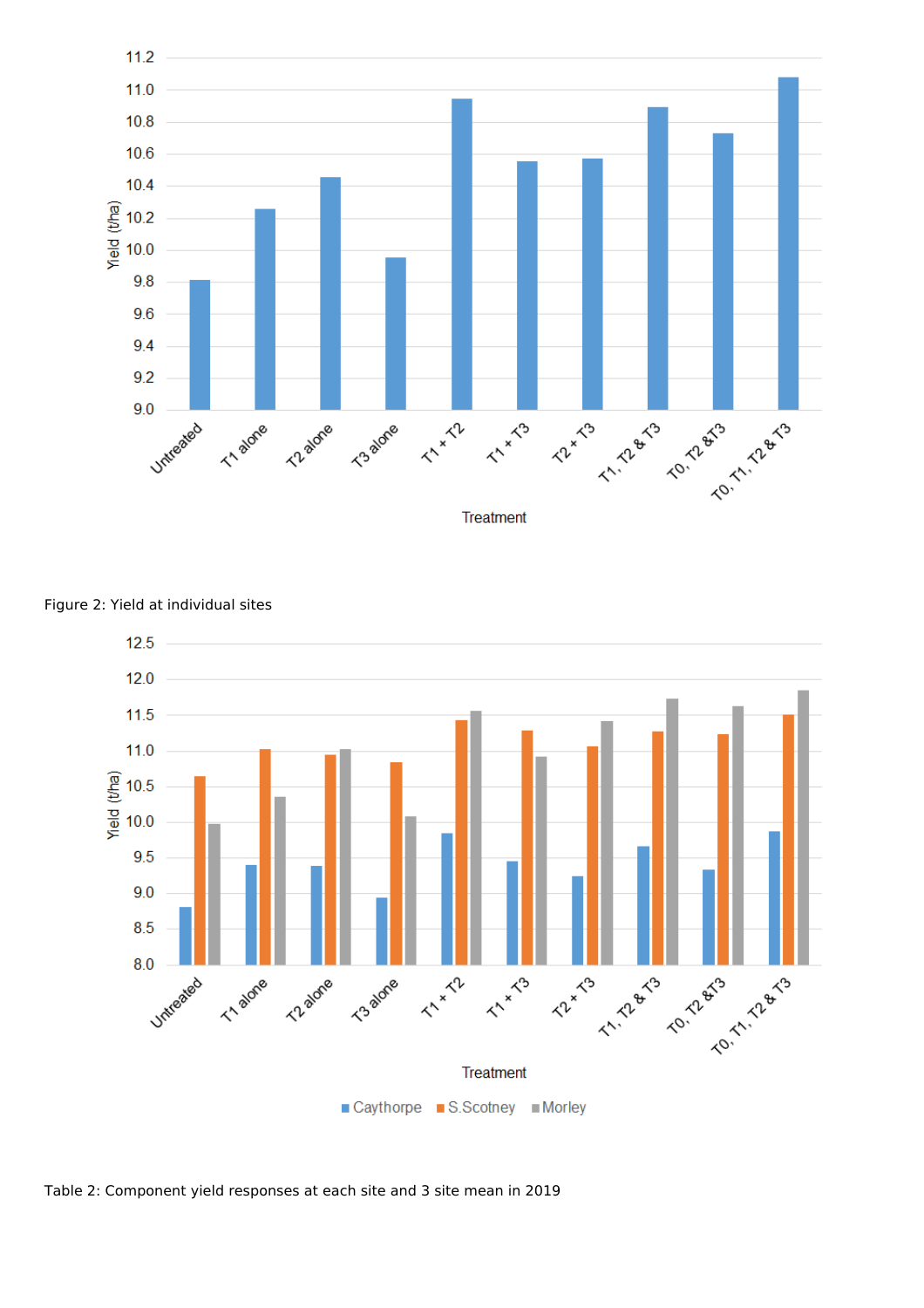Figure 2: Yield at individual sites

Table 2: Component yield responses at each site and 3 site mean in 2019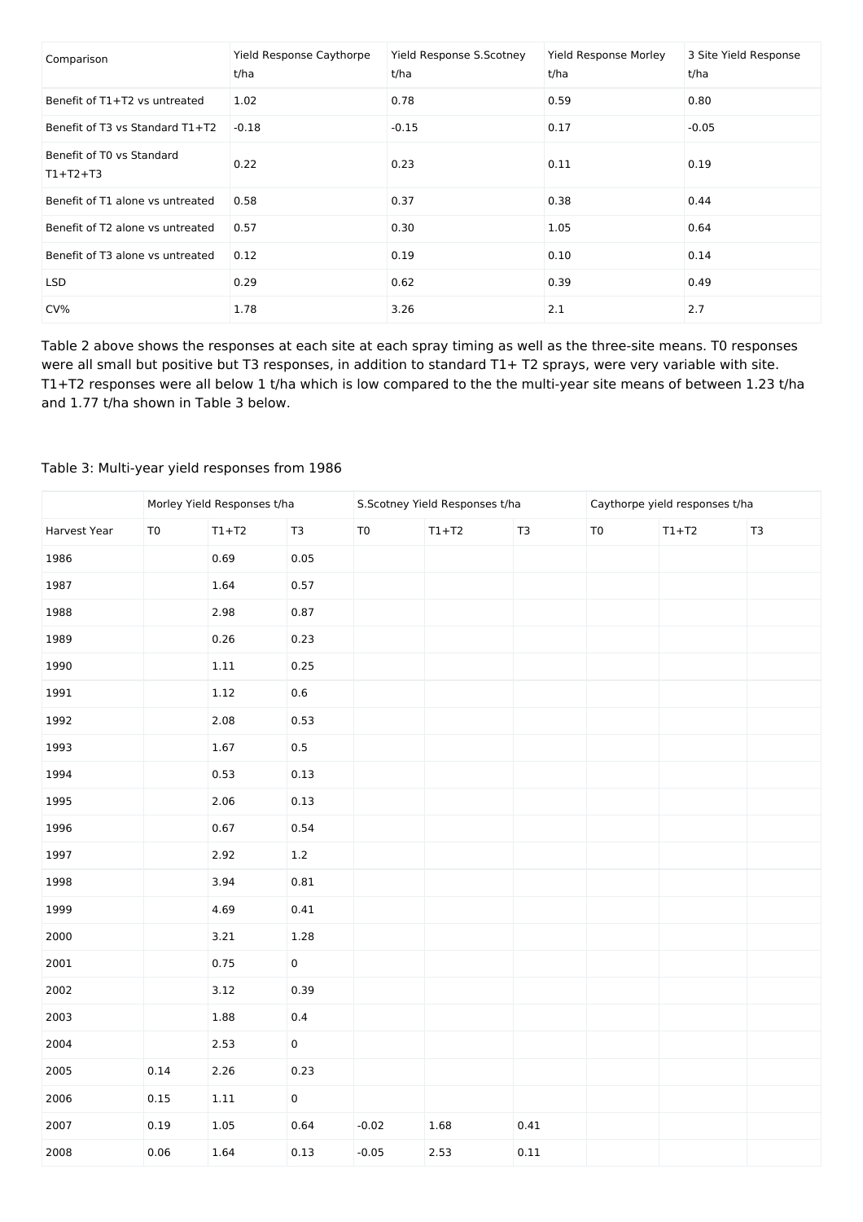| Comparison | Yield Response Caythorpe t/ha | Yield Response S.Scotney t/ha | Yield Response Morley t/ha | 3 Site Yield Response t/ha |
|---|---|---|---|---|
| Benefit of T1+T2 vs untreated | 1.02 | 0.78 | 0.59 | 0.80 |
| Benefit of T3 vs Standard T1+T2 | -0.18 | -0.15 | 0.17 | -0.05 |
| Benefit of T0 vs Standard T1+T2+T3 | 0.22 | 0.23 | 0.11 | 0.19 |
| Benefit of T1 alone vs untreated | 0.58 | 0.37 | 0.38 | 0.44 |
| Benefit of T2 alone vs untreated | 0.57 | 0.30 | 1.05 | 0.64 |
| Benefit of T3 alone vs untreated | 0.12 | 0.19 | 0.10 | 0.14 |
| LSD | 0.29 | 0.62 | 0.39 | 0.49 |
| CV% | 1.78 | 3.26 | 2.1 | 2.7 |

Table 2 above shows the responses at each site at each spray timing as well as the three-site means. T0 responses were all small but positive but T3 responses, in addition to standard T1+ T2 sprays, were very variable with site. T1+T2 responses were all below 1 t/ha which is low compared to the the multi-year site means of between 1.23 t/ha and 1.77 t/ha shown in Table 3 below.

Table 3: Multi-year yield responses from 1986

| | Morley Yield Responses t/ha | | | S.Scotney Yield Responses t/ha | | | Caythorpe yield responses t/ha | | |
|---|---|---|---|---|---|---|---|---|---|
| Harvest Year | T0 | T1+T2 | T3 | T0 | T1+T2 | T3 | T0 | T1+T2 | T3 |
| 1986 | | 0.69 | 0.05 | | | | | | |
| 1987 | | 1.64 | 0.57 | | | | | | |
| 1988 | | 2.98 | 0.87 | | | | | | |
| 1989 | | 0.26 | 0.23 | | | | | | |
| 1990 | | 1.11 | 0.25 | | | | | | |
| 1991 | | 1.12 | 0.6 | | | | | | |
| 1992 | | 2.08 | 0.53 | | | | | | |
| 1993 | | 1.67 | 0.5 | | | | | | |
| 1994 | | 0.53 | 0.13 | | | | | | |
| 1995 | | 2.06 | 0.13 | | | | | | |
| 1996 | | 0.67 | 0.54 | | | | | | |
| 1997 | | 2.92 | 1.2 | | | | | | |
| 1998 | | 3.94 | 0.81 | | | | | | |
| 1999 | | 4.69 | 0.41 | | | | | | |
| 2000 | | 3.21 | 1.28 | | | | | | |
| 2001 | | 0.75 | 0 | | | | | | |
| 2002 | | 3.12 | 0.39 | | | | | | |
| 2003 | | 1.88 | 0.4 | | | | | | |
| 2004 | | 2.53 | 0 | | | | | | |
| 2005 | 0.14 | 2.26 | 0.23 | | | | | | |
| 2006 | 0.15 | 1.11 | 0 | | | | | | |
| 2007 | 0.19 | 1.05 | 0.64 | -0.02 | 1.68 | 0.41 | | | |
| 2008 | 0.06 | 1.64 | 0.13 | -0.05 | 2.53 | 0.11 | | | |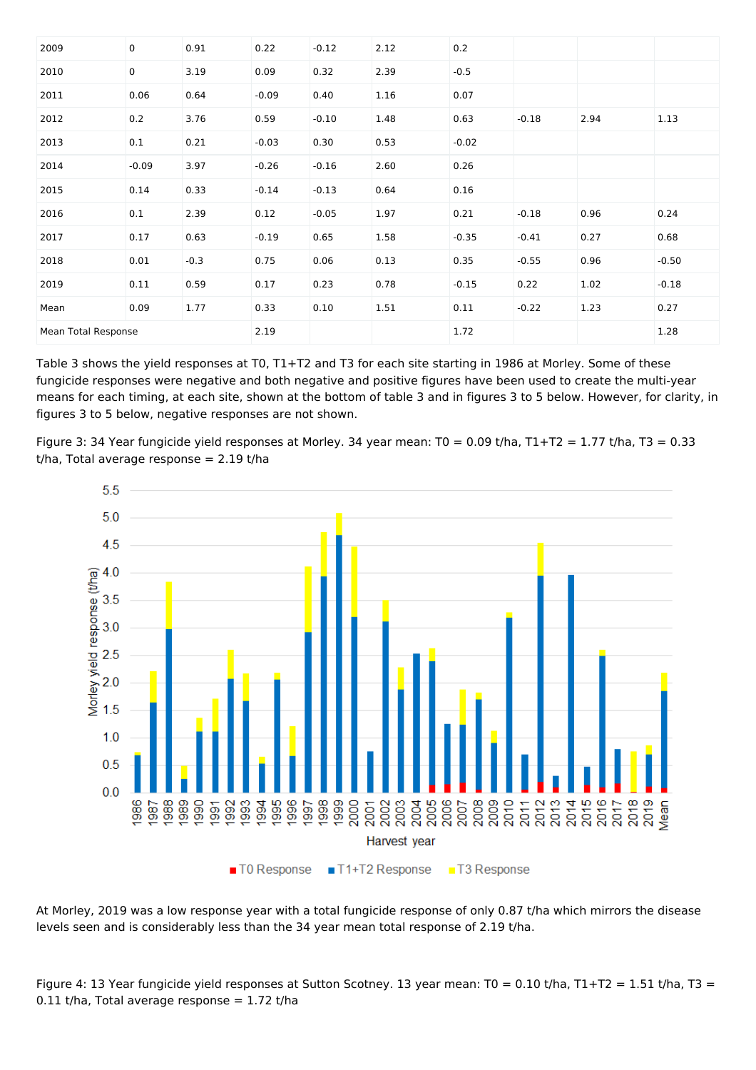| 2009 | 0 | 0.91 | 0.22 | -0.12 | 2.12 | 0.2 | | | |
|---|---|---|---|---|---|---|---|---|---|
| 2010 | 0 | 3.19 | 0.09 | 0.32 | 2.39 | -0.5 | | | |
| 2011 | 0.06 | 0.64 | -0.09 | 0.40 | 1.16 | 0.07 | | | |
| 2012 | 0.2 | 3.76 | 0.59 | -0.10 | 1.48 | 0.63 | -0.18 | 2.94 | 1.13 |
| 2013 | 0.1 | 0.21 | -0.03 | 0.30 | 0.53 | -0.02 | | | |
| 2014 | -0.09 | 3.97 | -0.26 | -0.16 | 2.60 | 0.26 | | | |
| 2015 | 0.14 | 0.33 | -0.14 | -0.13 | 0.64 | 0.16 | | | |
| 2016 | 0.1 | 2.39 | 0.12 | -0.05 | 1.97 | 0.21 | -0.18 | 0.96 | 0.24 |
| 2017 | 0.17 | 0.63 | -0.19 | 0.65 | 1.58 | -0.35 | -0.41 | 0.27 | 0.68 |
| 2018 | 0.01 | -0.3 | 0.75 | 0.06 | 0.13 | 0.35 | -0.55 | 0.96 | -0.50 |
| 2019 | 0.11 | 0.59 | 0.17 | 0.23 | 0.78 | -0.15 | 0.22 | 1.02 | -0.18 |
| Mean | 0.09 | 1.77 | 0.33 | 0.10 | 1.51 | 0.11 | -0.22 | 1.23 | 0.27 |
| Mean Total Response | | | 2.19 | | | 1.72 | | | 1.28 |

Table 3 shows the yield responses at T0, T1+T2 and T3 for each site starting in 1986 at Morley. Some of these fungicide responses were negative and both negative and positive figures have been used to create the multi-year means for each timing, at each site, shown at the bottom of table 3 and in figures 3 to 5 below. However, for clarity, in figures 3 to 5 below, negative responses are not shown.

Figure 3: 34 Year fungicide yield responses at Morley. 34 year mean: T0 = 0.09 t/ha, T1+T2 = 1.77 t/ha, T3 = 0.33 t/ha, Total average response = 2.19 t/ha

At Morley, 2019 was a low response year with a total fungicide response of only 0.87 t/ha which mirrors the disease levels seen and is considerably less than the 34 year mean total response of 2.19 t/ha.

Figure 4: 13 Year fungicide yield responses at Sutton Scotney. 13 year mean: T0 = 0.10 t/ha, T1+T2 = 1.51 t/ha, T3 = 0.11 t/ha, Total average response = 1.72 t/ha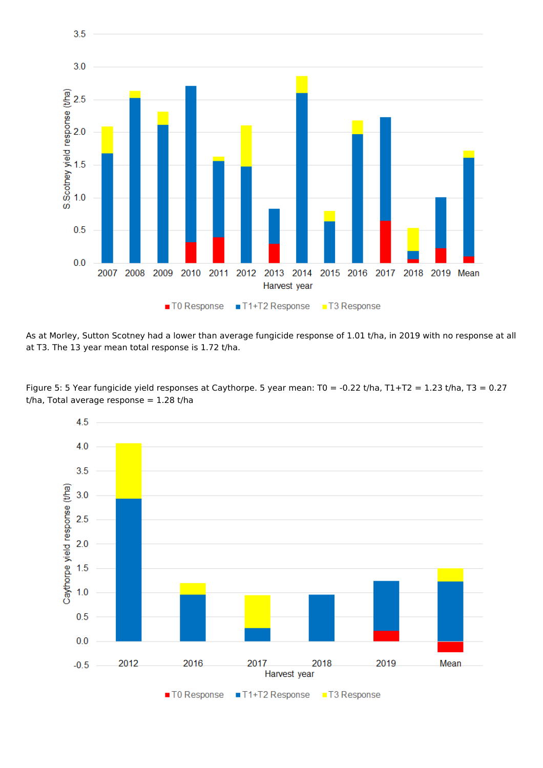As at Morley, Sutton Scotney had a lower than average fungicide response of 1.01 t/ha, in 2019 with no response at all at T3. The 13 year mean total response is 1.72 t/ha.

Figure 5: 5 Year fungicide yield responses at Caythorpe. 5 year mean: T0 = -0.22 t/ha, T1+T2 = 1.23 t/ha, T3 = 0.27 t/ha, Total average response = 1.28 t/ha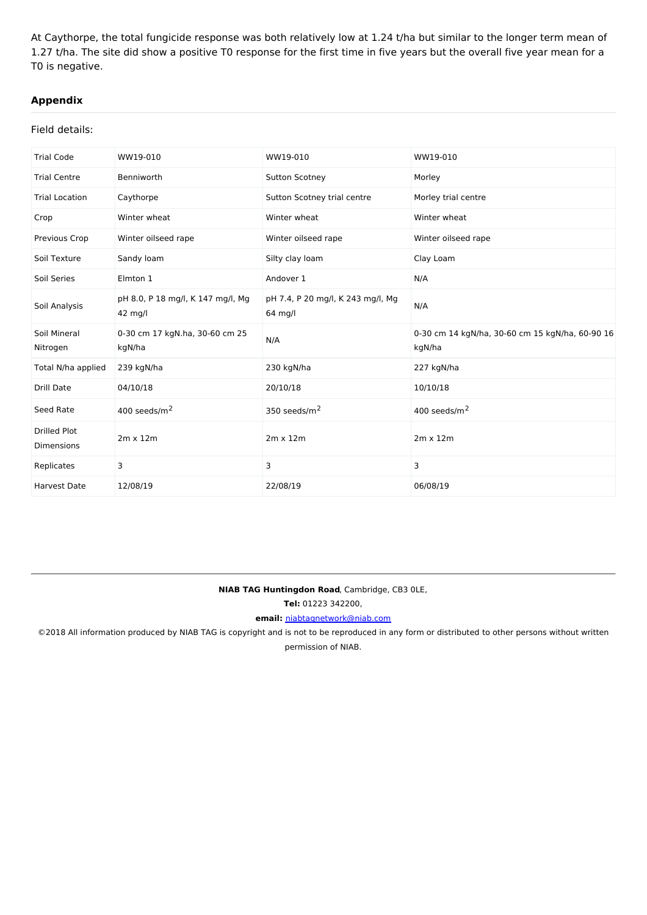At Caythorpe, the total fungicide response was both relatively low at 1.24 t/ha but similar to the longer term mean of 1.27 t/ha. The site did show a positive T0 response for the first time in five years but the overall five year mean for a T0 is negative.

## Appendix

Field details:

| | | | |
|---|---|---|---|
| Trial Code | WW19-010 | WW19-010 | WW19-010 |
| Trial Centre | Benniworth | Sutton Scotney | Morley |
| Trial Location | Caythorpe | Sutton Scotney trial centre | Morley trial centre |
| Crop | Winter wheat | Winter wheat | Winter wheat |
| Previous Crop | Winter oilseed rape | Winter oilseed rape | Winter oilseed rape |
| Soil Texture | Sandy loam | Silty clay loam | Clay Loam |
| Soil Series | Elmton 1 | Andover 1 | N/A |
| Soil Analysis | pH 8.0, P 18 mg/l, K 147 mg/l, Mg 42 mg/l | pH 7.4, P 20 mg/l, K 243 mg/l, Mg 64 mg/l | N/A |
| Soil Mineral Nitrogen | 0-30 cm 17 kgN.ha, 30-60 cm 25 kgN/ha | N/A | 0-30 cm 14 kgN/ha, 30-60 cm 15 kgN/ha, 60-90 16 kgN/ha |
| Total N/ha applied | 239 kgN/ha | 230 kgN/ha | 227 kgN/ha |
| Drill Date | 04/10/18 | 20/10/18 | 10/10/18 |
| Seed Rate | 400 seeds/$m^2$ | 350 seeds/$m^2$ | 400 seeds/$m^2$ |
| Drilled Plot Dimensions | 2m x 12m | 2m x 12m | 2m x 12m |
| Replicates | 3 | 3 | 3 |
| Harvest Date | 12/08/19 | 22/08/19 | 06/08/19 |

**NIAB TAG Huntingdon Road**, Cambridge, CB3 0LE,
**Tel:** 01223 342200,
**email:** niabtagnetwork@niab.com
©2018 All information produced by NIAB TAG is copyright and is not to be reproduced in any form or distributed to other persons without written permission of NIAB.